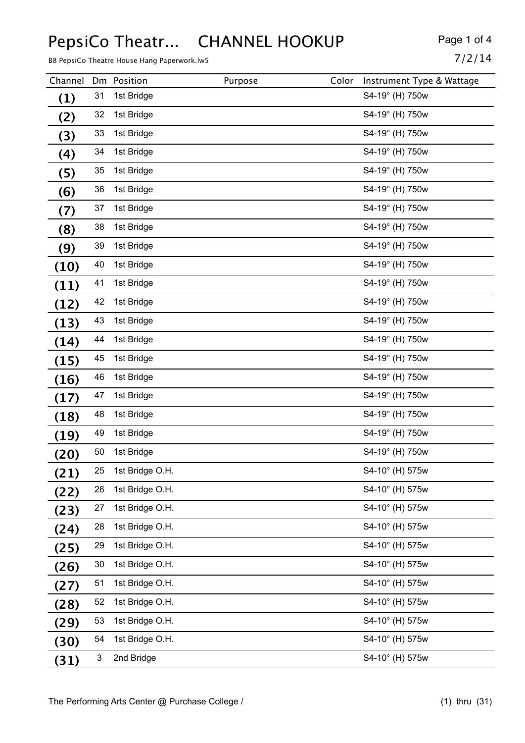# PepsiCo Theatr... CHANNEL HOOKUP

B8 PepsiCo Theatre House Hang Paperwork.lw5

7/2/14

| Channel | Dm | Position | Purpose | Color | Instrument Type & Wattage |
|---|---|---|---|---|---|
| (1) | 31 | 1st Bridge | | | S4-19° (H) 750w |
| (2) | 32 | 1st Bridge | | | S4-19° (H) 750w |
| (3) | 33 | 1st Bridge | | | S4-19° (H) 750w |
| (4) | 34 | 1st Bridge | | | S4-19° (H) 750w |
| (5) | 35 | 1st Bridge | | | S4-19° (H) 750w |
| (6) | 36 | 1st Bridge | | | S4-19° (H) 750w |
| (7) | 37 | 1st Bridge | | | S4-19° (H) 750w |
| (8) | 38 | 1st Bridge | | | S4-19° (H) 750w |
| (9) | 39 | 1st Bridge | | | S4-19° (H) 750w |
| (10) | 40 | 1st Bridge | | | S4-19° (H) 750w |
| (11) | 41 | 1st Bridge | | | S4-19° (H) 750w |
| (12) | 42 | 1st Bridge | | | S4-19° (H) 750w |
| (13) | 43 | 1st Bridge | | | S4-19° (H) 750w |
| (14) | 44 | 1st Bridge | | | S4-19° (H) 750w |
| (15) | 45 | 1st Bridge | | | S4-19° (H) 750w |
| (16) | 46 | 1st Bridge | | | S4-19° (H) 750w |
| (17) | 47 | 1st Bridge | | | S4-19° (H) 750w |
| (18) | 48 | 1st Bridge | | | S4-19° (H) 750w |
| (19) | 49 | 1st Bridge | | | S4-19° (H) 750w |
| (20) | 50 | 1st Bridge | | | S4-19° (H) 750w |
| (21) | 25 | 1st Bridge O.H. | | | S4-10° (H) 575w |
| (22) | 26 | 1st Bridge O.H. | | | S4-10° (H) 575w |
| (23) | 27 | 1st Bridge O.H. | | | S4-10° (H) 575w |
| (24) | 28 | 1st Bridge O.H. | | | S4-10° (H) 575w |
| (25) | 29 | 1st Bridge O.H. | | | S4-10° (H) 575w |
| (26) | 30 | 1st Bridge O.H. | | | S4-10° (H) 575w |
| (27) | 51 | 1st Bridge O.H. | | | S4-10° (H) 575w |
| (28) | 52 | 1st Bridge O.H. | | | S4-10° (H) 575w |
| (29) | 53 | 1st Bridge O.H. | | | S4-10° (H) 575w |
| (30) | 54 | 1st Bridge O.H. | | | S4-10° (H) 575w |
| (31) | 3 | 2nd Bridge | | | S4-10° (H) 575w |

The Performing Arts Center @ Purchase College /

(1) thru (31)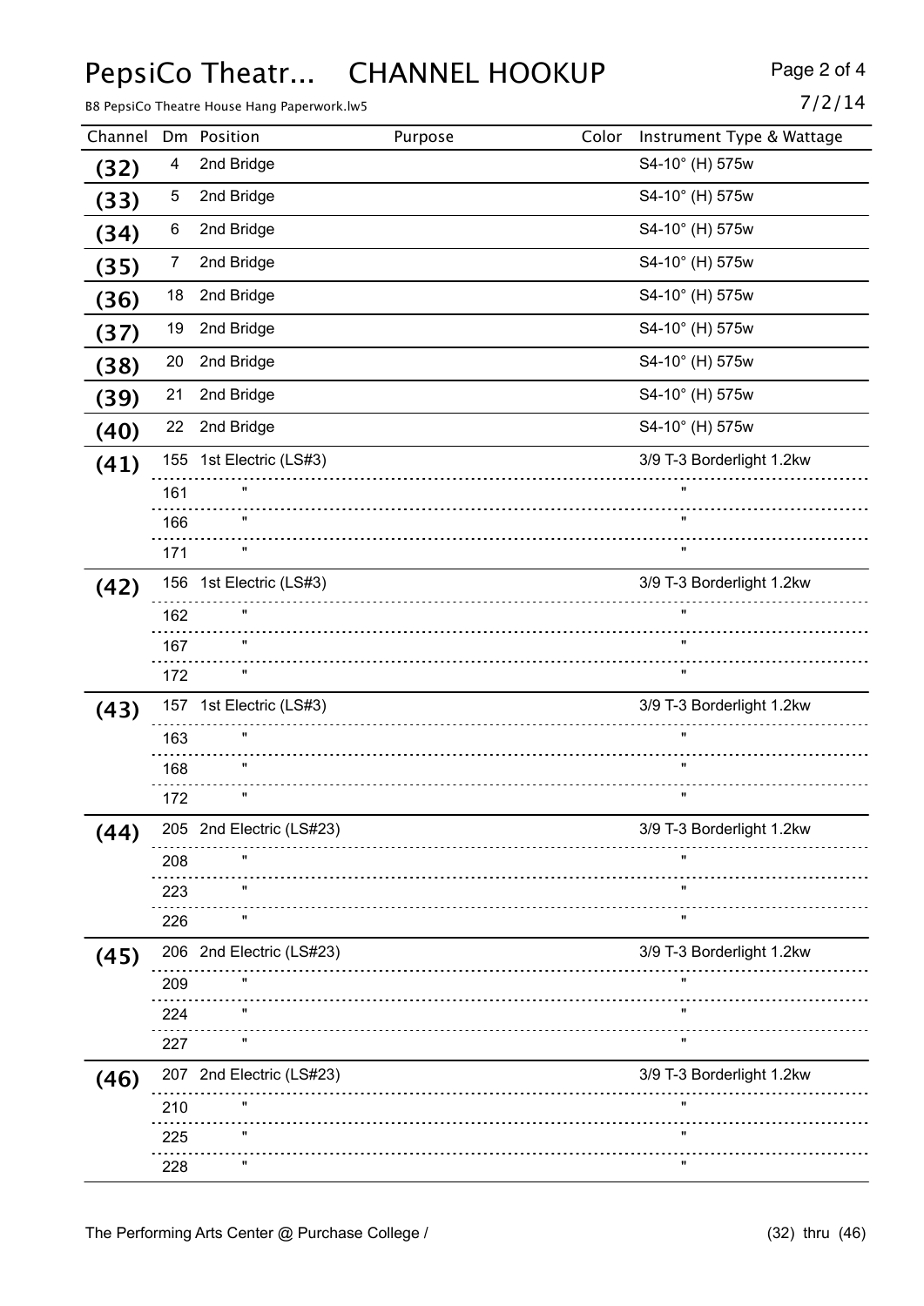# PepsiCo Theatr... CHANNEL HOOKUP

B8 PepsiCo Theatre House Hang Paperwork.lw5

7/2/14

| Channel | Dm | Position | Purpose | Color | Instrument Type & Wattage |
|---|---|---|---|---|---|
| (32) | 4 | 2nd Bridge | | | S4-10° (H) 575w |
| (33) | 5 | 2nd Bridge | | | S4-10° (H) 575w |
| (34) | 6 | 2nd Bridge | | | S4-10° (H) 575w |
| (35) | 7 | 2nd Bridge | | | S4-10° (H) 575w |
| (36) | 18 | 2nd Bridge | | | S4-10° (H) 575w |
| (37) | 19 | 2nd Bridge | | | S4-10° (H) 575w |
| (38) | 20 | 2nd Bridge | | | S4-10° (H) 575w |
| (39) | 21 | 2nd Bridge | | | S4-10° (H) 575w |
| (40) | 22 | 2nd Bridge | | | S4-10° (H) 575w |
| (41) | 155 | 1st Electric (LS#3) | | | 3/9 T-3 Borderlight 1.2kw |
| | 161 | " | | | " |
| | 166 | " | | | " |
| | 171 | " | | | " |
| (42) | 156 | 1st Electric (LS#3) | | | 3/9 T-3 Borderlight 1.2kw |
| | 162 | " | | | " |
| | 167 | " | | | " |
| | 172 | " | | | " |
| (43) | 157 | 1st Electric (LS#3) | | | 3/9 T-3 Borderlight 1.2kw |
| | 163 | " | | | " |
| | 168 | " | | | " |
| | 172 | " | | | " |
| (44) | 205 | 2nd Electric (LS#23) | | | 3/9 T-3 Borderlight 1.2kw |
| | 208 | " | | | " |
| | 223 | " | | | " |
| | 226 | " | | | " |
| (45) | 206 | 2nd Electric (LS#23) | | | 3/9 T-3 Borderlight 1.2kw |
| | 209 | " | | | " |
| | 224 | " | | | " |
| | 227 | " | | | " |
| (46) | 207 | 2nd Electric (LS#23) | | | 3/9 T-3 Borderlight 1.2kw |
| | 210 | " | | | " |
| | 225 | " | | | " |
| | 228 | " | | | " |

The Performing Arts Center @ Purchase College /

(32) thru (46)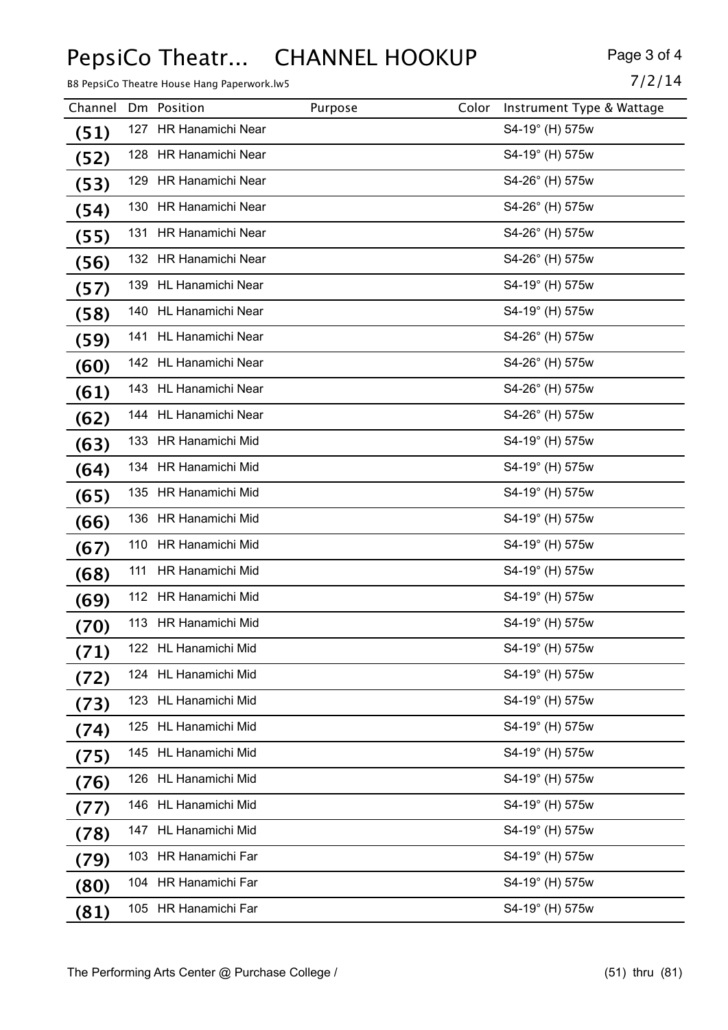| Channel | Dm | Position | Purpose | Color | Instrument Type & Wattage |
|---|---|---|---|---|---|
| (51) | 127 | HR Hanamichi Near | | | S4-19° (H) 575w |
| (52) | 128 | HR Hanamichi Near | | | S4-19° (H) 575w |
| (53) | 129 | HR Hanamichi Near | | | S4-26° (H) 575w |
| (54) | 130 | HR Hanamichi Near | | | S4-26° (H) 575w |
| (55) | 131 | HR Hanamichi Near | | | S4-26° (H) 575w |
| (56) | 132 | HR Hanamichi Near | | | S4-26° (H) 575w |
| (57) | 139 | HL Hanamichi Near | | | S4-19° (H) 575w |
| (58) | 140 | HL Hanamichi Near | | | S4-19° (H) 575w |
| (59) | 141 | HL Hanamichi Near | | | S4-26° (H) 575w |
| (60) | 142 | HL Hanamichi Near | | | S4-26° (H) 575w |
| (61) | 143 | HL Hanamichi Near | | | S4-26° (H) 575w |
| (62) | 144 | HL Hanamichi Near | | | S4-26° (H) 575w |
| (63) | 133 | HR Hanamichi Mid | | | S4-19° (H) 575w |
| (64) | 134 | HR Hanamichi Mid | | | S4-19° (H) 575w |
| (65) | 135 | HR Hanamichi Mid | | | S4-19° (H) 575w |
| (66) | 136 | HR Hanamichi Mid | | | S4-19° (H) 575w |
| (67) | 110 | HR Hanamichi Mid | | | S4-19° (H) 575w |
| (68) | 111 | HR Hanamichi Mid | | | S4-19° (H) 575w |
| (69) | 112 | HR Hanamichi Mid | | | S4-19° (H) 575w |
| (70) | 113 | HR Hanamichi Mid | | | S4-19° (H) 575w |
| (71) | 122 | HL Hanamichi Mid | | | S4-19° (H) 575w |
| (72) | 124 | HL Hanamichi Mid | | | S4-19° (H) 575w |
| (73) | 123 | HL Hanamichi Mid | | | S4-19° (H) 575w |
| (74) | 125 | HL Hanamichi Mid | | | S4-19° (H) 575w |
| (75) | 145 | HL Hanamichi Mid | | | S4-19° (H) 575w |
| (76) | 126 | HL Hanamichi Mid | | | S4-19° (H) 575w |
| (77) | 146 | HL Hanamichi Mid | | | S4-19° (H) 575w |
| (78) | 147 | HL Hanamichi Mid | | | S4-19° (H) 575w |
| (79) | 103 | HR Hanamichi Far | | | S4-19° (H) 575w |
| (80) | 104 | HR Hanamichi Far | | | S4-19° (H) 575w |
| (81) | 105 | HR Hanamichi Far | | | S4-19° (H) 575w |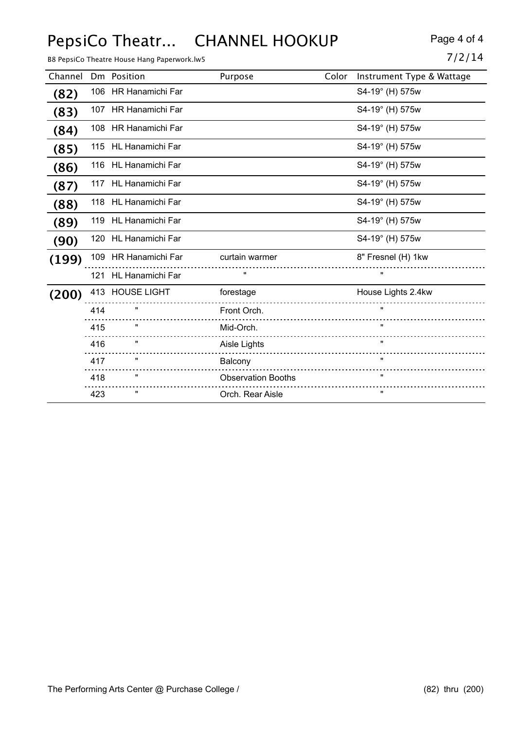# PepsiCo Theatr... CHANNEL HOOKUP

B8 PepsiCo Theatre House Hang Paperwork.lw5

7/2/14

| Channel | Dm | Position | Purpose | Color | Instrument Type & Wattage |
|---|---|---|---|---|---|
| **(82)** | 106 | HR Hanamichi Far | | | S4-19° (H) 575w |
| **(83)** | 107 | HR Hanamichi Far | | | S4-19° (H) 575w |
| **(84)** | 108 | HR Hanamichi Far | | | S4-19° (H) 575w |
| **(85)** | 115 | HL Hanamichi Far | | | S4-19° (H) 575w |
| **(86)** | 116 | HL Hanamichi Far | | | S4-19° (H) 575w |
| **(87)** | 117 | HL Hanamichi Far | | | S4-19° (H) 575w |
| **(88)** | 118 | HL Hanamichi Far | | | S4-19° (H) 575w |
| **(89)** | 119 | HL Hanamichi Far | | | S4-19° (H) 575w |
| **(90)** | 120 | HL Hanamichi Far | | | S4-19° (H) 575w |
| **(199)** | 109 | HR Hanamichi Far | curtain warmer | | 8" Fresnel (H) 1kw |
| | 121 | HL Hanamichi Far | " | | " |
| **(200)** | 413 | HOUSE LIGHT | forestage | | House Lights 2.4kw |
| | 414 | " | Front Orch. | | " |
| | 415 | " | Mid-Orch. | | " |
| | 416 | " | Aisle Lights | | " |
| | 417 | " | Balcony | | " |
| | 418 | " | Observation Booths | | " |
| | 423 | " | Orch. Rear Aisle | | " |

The Performing Arts Center @ Purchase College /

(82) thru (200)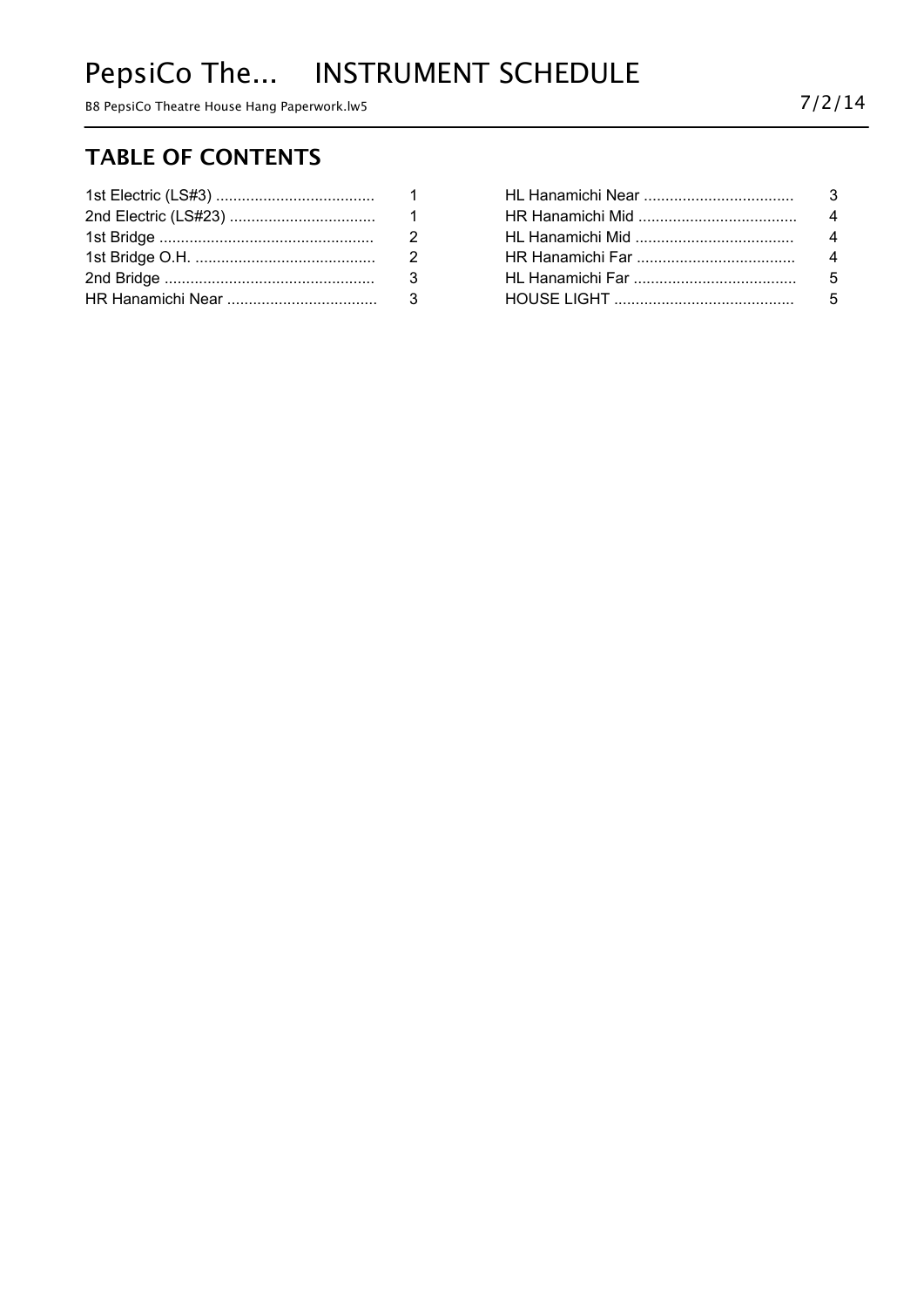# PepsiCo The... INSTRUMENT SCHEDULE

B8 PepsiCo Theatre House Hang Paperwork.lw5

7/2/14

## TABLE OF CONTENTS

| | |
|---|---|
| 1st Electric (LS#3) | 1 |
| 2nd Electric (LS#23) | 1 |
| 1st Bridge | 2 |
| 1st Bridge O.H. | 2 |
| 2nd Bridge | 3 |
| HR Hanamichi Near | 3 |
| HL Hanamichi Near | 3 |
| HR Hanamichi Mid | 4 |
| HL Hanamichi Mid | 4 |
| HR Hanamichi Far | 4 |
| HL Hanamichi Far | 5 |
| HOUSE LIGHT | 5 |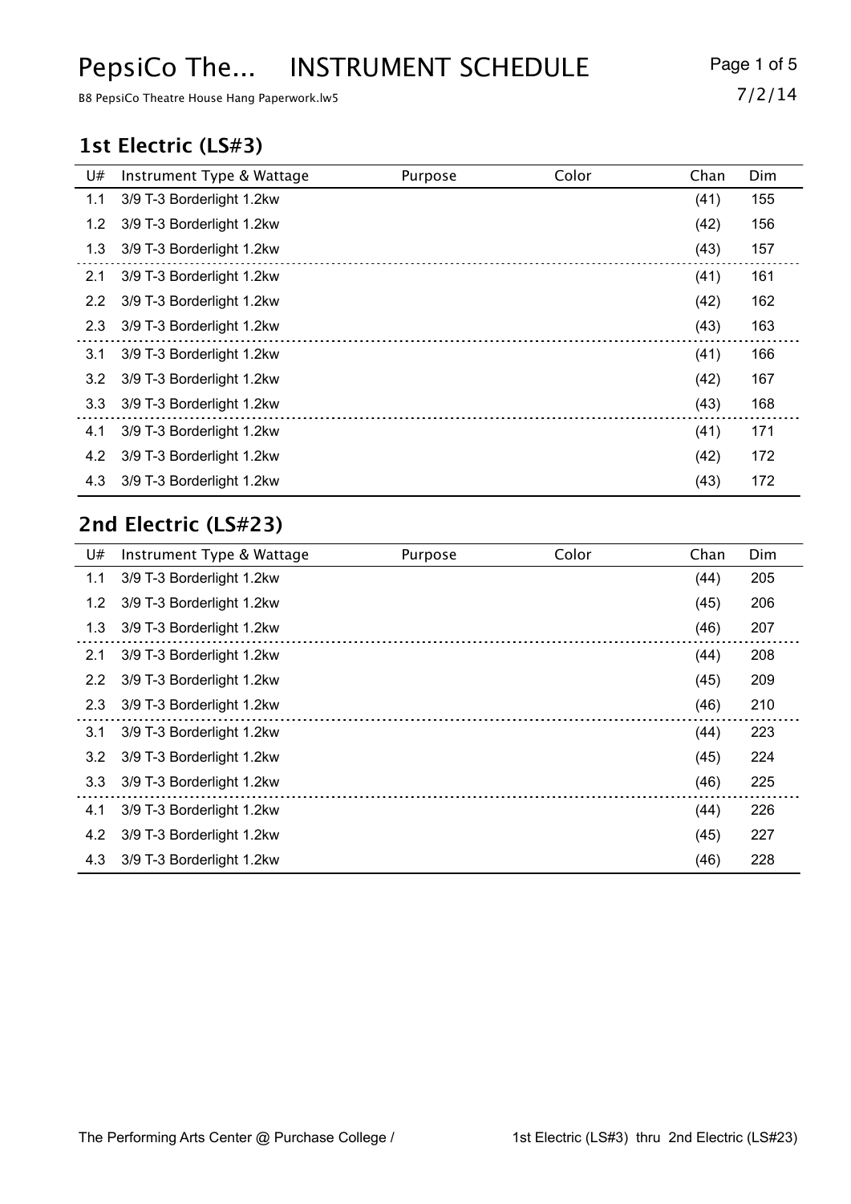# PepsiCo The... INSTRUMENT SCHEDULE

B8 PepsiCo Theatre House Hang Paperwork.lw5

7/2/14

## 1st Electric (LS#3)

| U# | Instrument Type & Wattage | Purpose | Color | Chan | Dim |
|---|---|---|---|---|---|
| 1.1 | 3/9 T-3 Borderlight 1.2kw | | | (41) | 155 |
| 1.2 | 3/9 T-3 Borderlight 1.2kw | | | (42) | 156 |
| 1.3 | 3/9 T-3 Borderlight 1.2kw | | | (43) | 157 |
| 2.1 | 3/9 T-3 Borderlight 1.2kw | | | (41) | 161 |
| 2.2 | 3/9 T-3 Borderlight 1.2kw | | | (42) | 162 |
| 2.3 | 3/9 T-3 Borderlight 1.2kw | | | (43) | 163 |
| 3.1 | 3/9 T-3 Borderlight 1.2kw | | | (41) | 166 |
| 3.2 | 3/9 T-3 Borderlight 1.2kw | | | (42) | 167 |
| 3.3 | 3/9 T-3 Borderlight 1.2kw | | | (43) | 168 |
| 4.1 | 3/9 T-3 Borderlight 1.2kw | | | (41) | 171 |
| 4.2 | 3/9 T-3 Borderlight 1.2kw | | | (42) | 172 |
| 4.3 | 3/9 T-3 Borderlight 1.2kw | | | (43) | 172 |

## 2nd Electric (LS#23)

| U# | Instrument Type & Wattage | Purpose | Color | Chan | Dim |
|---|---|---|---|---|---|
| 1.1 | 3/9 T-3 Borderlight 1.2kw | | | (44) | 205 |
| 1.2 | 3/9 T-3 Borderlight 1.2kw | | | (45) | 206 |
| 1.3 | 3/9 T-3 Borderlight 1.2kw | | | (46) | 207 |
| 2.1 | 3/9 T-3 Borderlight 1.2kw | | | (44) | 208 |
| 2.2 | 3/9 T-3 Borderlight 1.2kw | | | (45) | 209 |
| 2.3 | 3/9 T-3 Borderlight 1.2kw | | | (46) | 210 |
| 3.1 | 3/9 T-3 Borderlight 1.2kw | | | (44) | 223 |
| 3.2 | 3/9 T-3 Borderlight 1.2kw | | | (45) | 224 |
| 3.3 | 3/9 T-3 Borderlight 1.2kw | | | (46) | 225 |
| 4.1 | 3/9 T-3 Borderlight 1.2kw | | | (44) | 226 |
| 4.2 | 3/9 T-3 Borderlight 1.2kw | | | (45) | 227 |
| 4.3 | 3/9 T-3 Borderlight 1.2kw | | | (46) | 228 |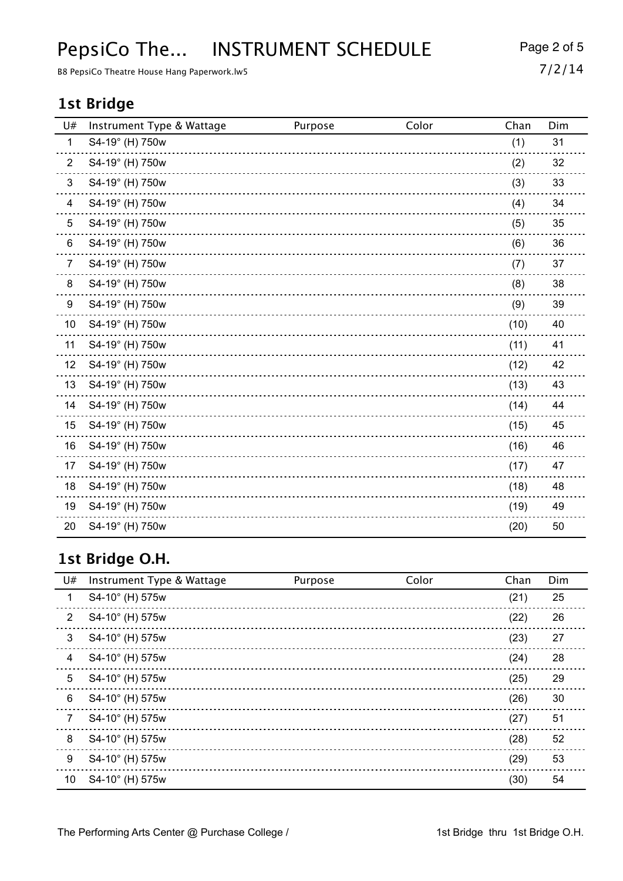# PepsiCo The... INSTRUMENT SCHEDULE

B8 PepsiCo Theatre House Hang Paperwork.lw5

7/2/14

## 1st Bridge

| U# | Instrument Type & Wattage | Purpose | Color | Chan | Dim |
|---|---|---|---|---|---|
| 1 | S4-19° (H) 750w | | | (1) | 31 |
| 2 | S4-19° (H) 750w | | | (2) | 32 |
| 3 | S4-19° (H) 750w | | | (3) | 33 |
| 4 | S4-19° (H) 750w | | | (4) | 34 |
| 5 | S4-19° (H) 750w | | | (5) | 35 |
| 6 | S4-19° (H) 750w | | | (6) | 36 |
| 7 | S4-19° (H) 750w | | | (7) | 37 |
| 8 | S4-19° (H) 750w | | | (8) | 38 |
| 9 | S4-19° (H) 750w | | | (9) | 39 |
| 10 | S4-19° (H) 750w | | | (10) | 40 |
| 11 | S4-19° (H) 750w | | | (11) | 41 |
| 12 | S4-19° (H) 750w | | | (12) | 42 |
| 13 | S4-19° (H) 750w | | | (13) | 43 |
| 14 | S4-19° (H) 750w | | | (14) | 44 |
| 15 | S4-19° (H) 750w | | | (15) | 45 |
| 16 | S4-19° (H) 750w | | | (16) | 46 |
| 17 | S4-19° (H) 750w | | | (17) | 47 |
| 18 | S4-19° (H) 750w | | | (18) | 48 |
| 19 | S4-19° (H) 750w | | | (19) | 49 |
| 20 | S4-19° (H) 750w | | | (20) | 50 |

## 1st Bridge O.H.

| U# | Instrument Type & Wattage | Purpose | Color | Chan | Dim |
|---|---|---|---|---|---|
| 1 | S4-10° (H) 575w | | | (21) | 25 |
| 2 | S4-10° (H) 575w | | | (22) | 26 |
| 3 | S4-10° (H) 575w | | | (23) | 27 |
| 4 | S4-10° (H) 575w | | | (24) | 28 |
| 5 | S4-10° (H) 575w | | | (25) | 29 |
| 6 | S4-10° (H) 575w | | | (26) | 30 |
| 7 | S4-10° (H) 575w | | | (27) | 51 |
| 8 | S4-10° (H) 575w | | | (28) | 52 |
| 9 | S4-10° (H) 575w | | | (29) | 53 |
| 10 | S4-10° (H) 575w | | | (30) | 54 |

The Performing Arts Center @ Purchase College / 1st Bridge thru 1st Bridge O.H.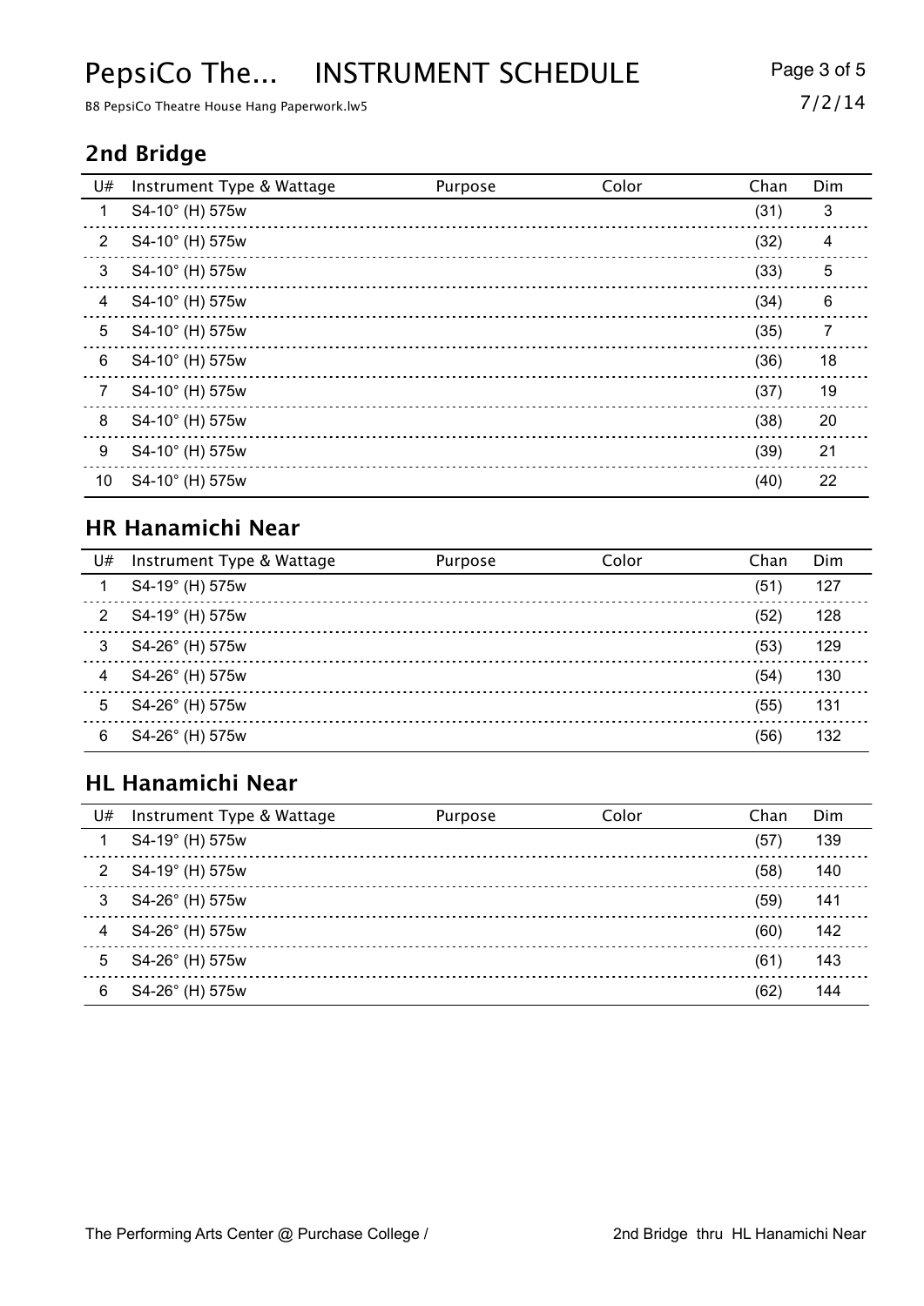## 2nd Bridge

| U# | Instrument Type & Wattage | Purpose | Color | Chan | Dim |
|---|---|---|---|---|---|
| 1 | S4-10° (H) 575w | | | (31) | 3 |
| 2 | S4-10° (H) 575w | | | (32) | 4 |
| 3 | S4-10° (H) 575w | | | (33) | 5 |
| 4 | S4-10° (H) 575w | | | (34) | 6 |
| 5 | S4-10° (H) 575w | | | (35) | 7 |
| 6 | S4-10° (H) 575w | | | (36) | 18 |
| 7 | S4-10° (H) 575w | | | (37) | 19 |
| 8 | S4-10° (H) 575w | | | (38) | 20 |
| 9 | S4-10° (H) 575w | | | (39) | 21 |
| 10 | S4-10° (H) 575w | | | (40) | 22 |

## HR Hanamichi Near

| U# | Instrument Type & Wattage | Purpose | Color | Chan | Dim |
|---|---|---|---|---|---|
| 1 | S4-19° (H) 575w | | | (51) | 127 |
| 2 | S4-19° (H) 575w | | | (52) | 128 |
| 3 | S4-26° (H) 575w | | | (53) | 129 |
| 4 | S4-26° (H) 575w | | | (54) | 130 |
| 5 | S4-26° (H) 575w | | | (55) | 131 |
| 6 | S4-26° (H) 575w | | | (56) | 132 |

## HL Hanamichi Near

| U# | Instrument Type & Wattage | Purpose | Color | Chan | Dim |
|---|---|---|---|---|---|
| 1 | S4-19° (H) 575w | | | (57) | 139 |
| 2 | S4-19° (H) 575w | | | (58) | 140 |
| 3 | S4-26° (H) 575w | | | (59) | 141 |
| 4 | S4-26° (H) 575w | | | (60) | 142 |
| 5 | S4-26° (H) 575w | | | (61) | 143 |
| 6 | S4-26° (H) 575w | | | (62) | 144 |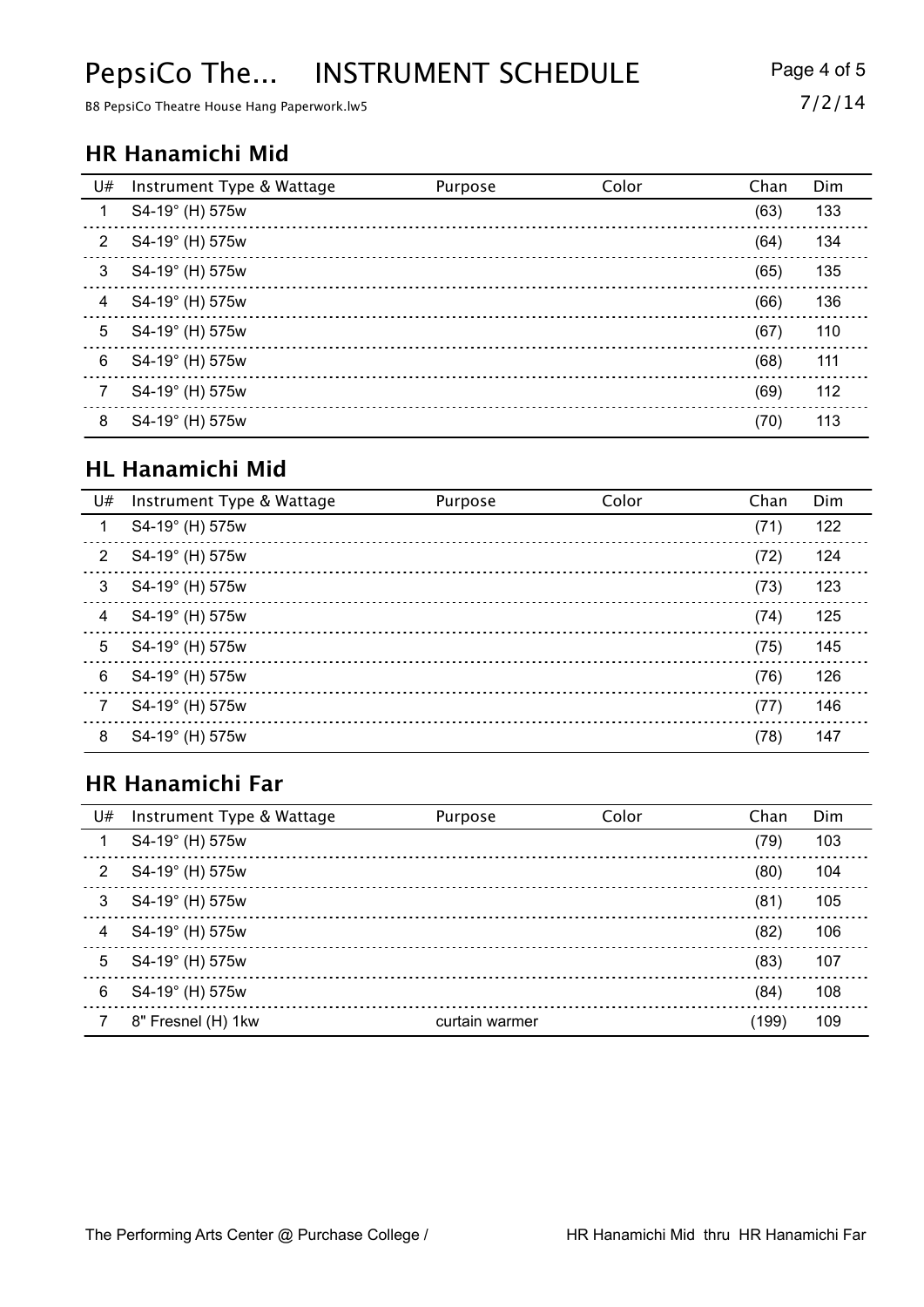## HR Hanamichi Mid

| U# | Instrument Type & Wattage | Purpose | Color | Chan | Dim |
|---|---|---|---|---|---|
| 1 | S4-19° (H) 575w | | | (63) | 133 |
| 2 | S4-19° (H) 575w | | | (64) | 134 |
| 3 | S4-19° (H) 575w | | | (65) | 135 |
| 4 | S4-19° (H) 575w | | | (66) | 136 |
| 5 | S4-19° (H) 575w | | | (67) | 110 |
| 6 | S4-19° (H) 575w | | | (68) | 111 |
| 7 | S4-19° (H) 575w | | | (69) | 112 |
| 8 | S4-19° (H) 575w | | | (70) | 113 |

## HL Hanamichi Mid

| U# | Instrument Type & Wattage | Purpose | Color | Chan | Dim |
|---|---|---|---|---|---|
| 1 | S4-19° (H) 575w | | | (71) | 122 |
| 2 | S4-19° (H) 575w | | | (72) | 124 |
| 3 | S4-19° (H) 575w | | | (73) | 123 |
| 4 | S4-19° (H) 575w | | | (74) | 125 |
| 5 | S4-19° (H) 575w | | | (75) | 145 |
| 6 | S4-19° (H) 575w | | | (76) | 126 |
| 7 | S4-19° (H) 575w | | | (77) | 146 |
| 8 | S4-19° (H) 575w | | | (78) | 147 |

## HR Hanamichi Far

| U# | Instrument Type & Wattage | Purpose | Color | Chan | Dim |
|---|---|---|---|---|---|
| 1 | S4-19° (H) 575w | | | (79) | 103 |
| 2 | S4-19° (H) 575w | | | (80) | 104 |
| 3 | S4-19° (H) 575w | | | (81) | 105 |
| 4 | S4-19° (H) 575w | | | (82) | 106 |
| 5 | S4-19° (H) 575w | | | (83) | 107 |
| 6 | S4-19° (H) 575w | | | (84) | 108 |
| 7 | 8" Fresnel (H) 1kw | curtain warmer | | (199) | 109 |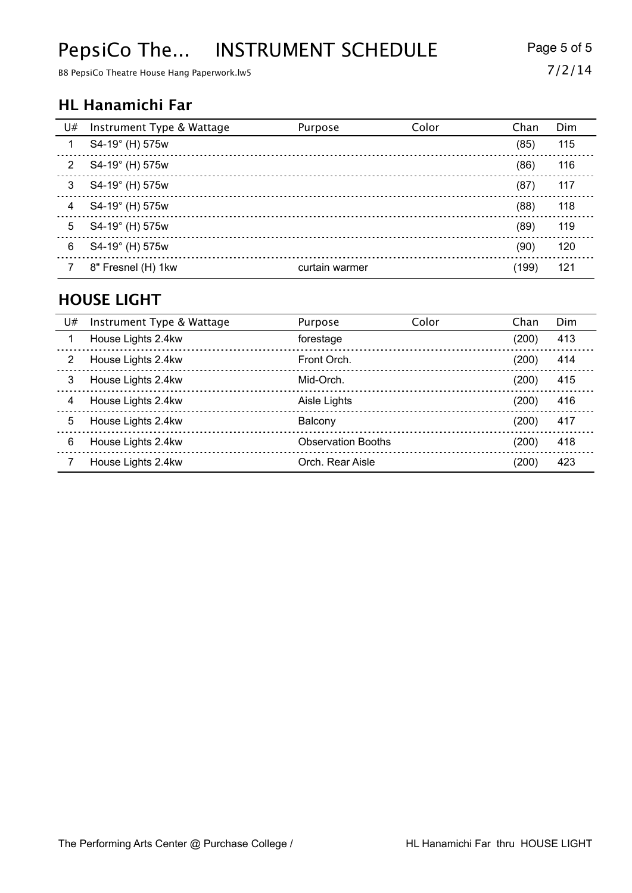## HL Hanamichi Far

| U# | Instrument Type & Wattage | Purpose | Color | Chan | Dim |
|---|---|---|---|---|---|
| 1 | S4-19° (H) 575w | | | (85) | 115 |
| 2 | S4-19° (H) 575w | | | (86) | 116 |
| 3 | S4-19° (H) 575w | | | (87) | 117 |
| 4 | S4-19° (H) 575w | | | (88) | 118 |
| 5 | S4-19° (H) 575w | | | (89) | 119 |
| 6 | S4-19° (H) 575w | | | (90) | 120 |
| 7 | 8" Fresnel (H) 1kw | curtain warmer | | (199) | 121 |

## HOUSE LIGHT

| U# | Instrument Type & Wattage | Purpose | Color | Chan | Dim |
|---|---|---|---|---|---|
| 1 | House Lights 2.4kw | forestage | | (200) | 413 |
| 2 | House Lights 2.4kw | Front Orch. | | (200) | 414 |
| 3 | House Lights 2.4kw | Mid-Orch. | | (200) | 415 |
| 4 | House Lights 2.4kw | Aisle Lights | | (200) | 416 |
| 5 | House Lights 2.4kw | Balcony | | (200) | 417 |
| 6 | House Lights 2.4kw | Observation Booths | | (200) | 418 |
| 7 | House Lights 2.4kw | Orch. Rear Aisle | | (200) | 423 |